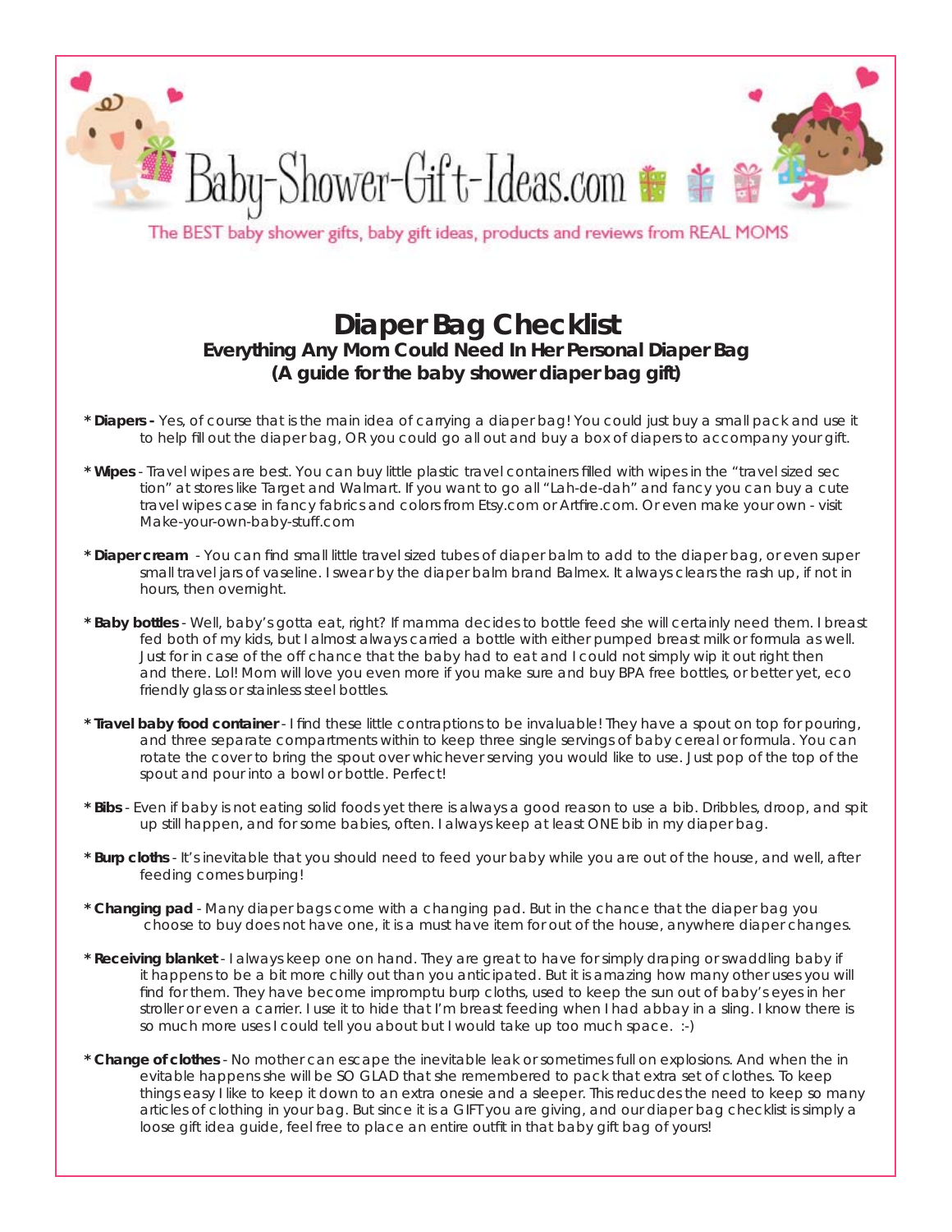Baby-Shower-Gift-Ideas.com

The BEST baby shower gifts, baby gift ideas, products and reviews from REAL MOMS

# Diaper Bag Checklist

### Everything Any Mom Could Need In Her Personal Diaper Bag
### (A guide for the baby shower diaper bag gift)

* **Diapers -** Yes, of course that is the main idea of carrying a diaper bag! You could just buy a small pack and use it to help fill out the diaper bag, OR you could go all out and buy a box of diapers to accompany your gift.

* **Wipes** - Travel wipes are best. You can buy little plastic travel containers filled with wipes in the "travel sized section" at stores like Target and Walmart. If you want to go all "Lah-de-dah" and fancy you can buy a cute travel wipes case in fancy fabrics and colors from Etsy.com or Artfire.com. Or even make your own - visit Make-your-own-baby-stuff.com

* **Diaper cream** - You can find small little travel sized tubes of diaper balm to add to the diaper bag, or even super small travel jars of vaseline. I swear by the diaper balm brand Balmex. It always clears the rash up, if not in hours, then overnight.

* **Baby bottles** - Well, baby's gotta eat, right? If mamma decides to bottle feed she will certainly need them. I breast fed both of my kids, but I almost always carried a bottle with either pumped breast milk or formula as well. Just for in case of the off chance that the baby had to eat and I could not simply wip it out right then and there. Lol! Mom will love you even more if you make sure and buy BPA free bottles, or better yet, eco friendly glass or stainless steel bottles.

* **Travel baby food container** - I find these little contraptions to be invaluable! They have a spout on top for pouring, and three separate compartments within to keep three single servings of baby cereal or formula. You can rotate the cover to bring the spout over whichever serving you would like to use. Just pop of the top of the spout and pour into a bowl or bottle. Perfect!

* **Bibs** - Even if baby is not eating solid foods yet there is always a good reason to use a bib. Dribbles, droop, and spit up still happen, and for some babies, often. I always keep at least ONE bib in my diaper bag.

* **Burp cloths** - It's inevitable that you should need to feed your baby while you are out of the house, and well, after feeding comes burping!

* **Changing pad** - Many diaper bags come with a changing pad. But in the chance that the diaper bag you choose to buy does not have one, it is a must have item for out of the house, anywhere diaper changes.

* **Receiving blanket** - I always keep one on hand. They are great to have for simply draping or swaddling baby if it happens to be a bit more chilly out than you anticipated. But it is amazing how many other uses you will find for them. They have become impromptu burp cloths, used to keep the sun out of baby's eyes in her stroller or even a carrier. I use it to hide that I'm breast feeding when I had abbay in a sling. I know there is so much more uses I could tell you about but I would take up too much space. :-)

* **Change of clothes** - No mother can escape the inevitable leak or sometimes full on explosions. And when the inevitable happens she will be SO GLAD that she remembered to pack that extra set of clothes. To keep things easy I like to keep it down to an extra onesie and a sleeper. This reducdes the need to keep so many articles of clothing in your bag. But since it is a GIFT you are giving, and our diaper bag checklist is simply a loose gift idea guide, feel free to place an entire outfit in that baby gift bag of yours!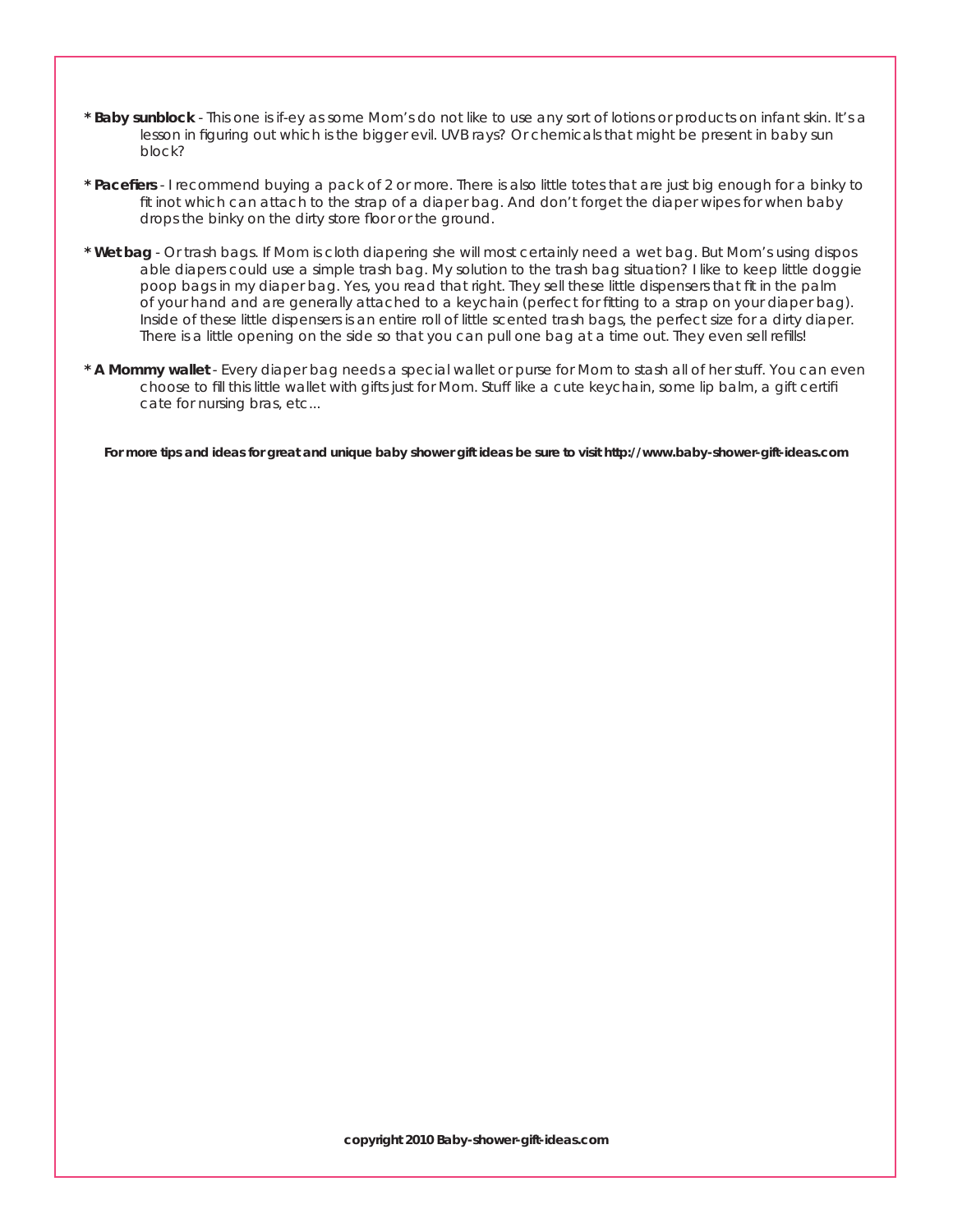* **Baby sunblock** - This one is if-ey as some Mom's do not like to use any sort of lotions or products on infant skin. It's a lesson in figuring out which is the bigger evil. UVB rays? Or chemicals that might be present in baby sun block?

* **Pacefiers** - I recommend buying a pack of 2 or more. There is also little totes that are just big enough for a binky to fit inot which can attach to the strap of a diaper bag. And don't forget the diaper wipes for when baby drops the binky on the dirty store floor or the ground.

* **Wet bag** - Or trash bags. If Mom is cloth diapering she will most certainly need a wet bag. But Mom's using dispos able diapers could use a simple trash bag. My solution to the trash bag situation? I like to keep little doggie poop bags in my diaper bag. Yes, you read that right. They sell these little dispensers that fit in the palm of your hand and are generally attached to a keychain (perfect for fitting to a strap on your diaper bag). Inside of these little dispensers is an entire roll of little scented trash bags, the perfect size for a dirty diaper. There is a little opening on the side so that you can pull one bag at a time out. They even sell refills!

* **A Mommy wallet** - Every diaper bag needs a special wallet or purse for Mom to stash all of her stuff. You can even choose to fill this little wallet with gifts just for Mom. Stuff like a cute keychain, some lip balm, a gift certifi cate for nursing bras, etc...

**For more tips and ideas for great and unique baby shower gift ideas be sure to visit http://www.baby-shower-gift-ideas.com**

**copyright 2010 Baby-shower-gift-ideas.com**